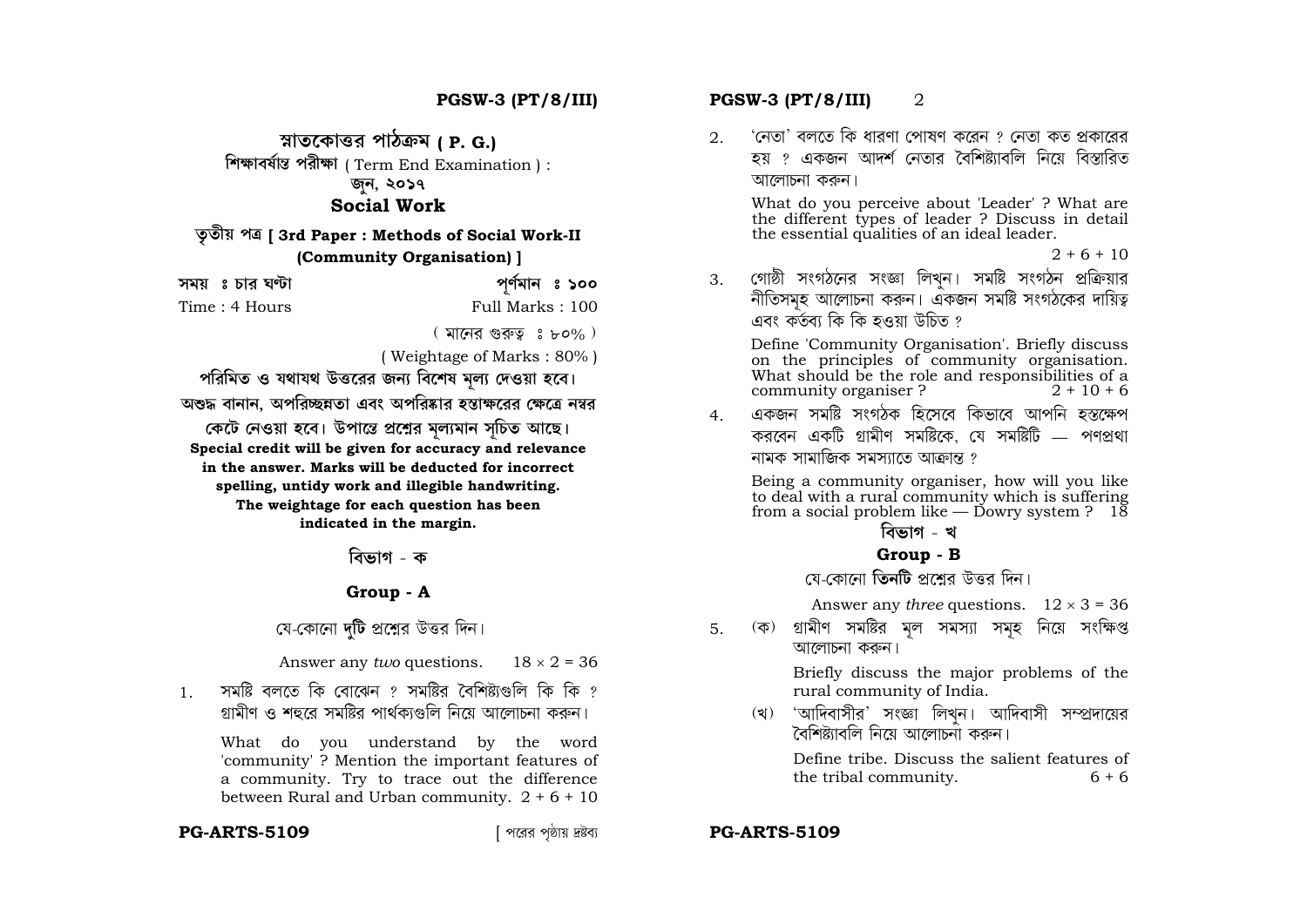**PGSW-3 (PT/8/III)**

# স্নাতকোত্তর পাঠক্রম ( P. G.)

**শিক্ষাবর্ষান্ত পরীক্ষা** ( Term End Examination ) :

জুন, ২০১৭

## Social Work

**তৃতীয় পত্র [ 3rd Paper : Methods of Social Work-II (Community Organisation) ]**

সময় ঃ চার ঘণ্টা — পূর্ণমান ঃ ১০০

Time : 4 Hours — Full Marks : 100

( মানের গুরুত্ব ঃ ৮০% )

( Weightage of Marks : 80% )

**পরিমিত ও যথাযথ উত্তরের জন্য বিশেষ মূল্য দেওয়া হবে। অশুদ্ধ বানান, অপরিচ্ছন্নতা এবং অপরিষ্কার হস্তাক্ষরের ক্ষেত্রে নম্বর কেটে নেওয়া হবে। উপান্তে প্রশ্নের মূল্যমান সূচিত আছে।**

**Special credit will be given for accuracy and relevance in the answer. Marks will be deducted for incorrect spelling, untidy work and illegible handwriting. The weightage for each question has been indicated in the margin.**

### বিভাগ - ক

### Group - A

যে-কোনো **দুটি** প্রশ্নের উত্তর দিন।

Answer any *two* questions. $18 \times 2 = 36$

1. সমষ্টি বলতে কি বোঝেন ? সমষ্টির বৈশিষ্ট্যগুলি কি কি ? গ্রামীণ ও শহুরে সমষ্টির পার্থক্যগুলি নিয়ে আলোচনা করুন।

   What do you understand by the word 'community' ? Mention the important features of a community. Try to trace out the difference between Rural and Urban community. 2 + 6 + 10

2. 'নেতা' বলতে কি ধারণা পোষণ করেন ? নেতা কত প্রকারের হয় ? একজন আদর্শ নেতার বৈশিষ্ট্যাবলি নিয়ে বিস্তারিত আলোচনা করুন।

   What do you perceive about 'Leader' ? What are the different types of leader ? Discuss in detail the essential qualities of an ideal leader.

   2 + 6 + 10

3. গোষ্ঠী সংগঠনের সংজ্ঞা লিখুন। সমষ্টি সংগঠন প্রক্রিয়ার নীতিসমূহ আলোচনা করুন। একজন সমষ্টি সংগঠকের দায়িত্ব এবং কর্তব্য কি কি হওয়া উচিত ?

   Define 'Community Organisation'. Briefly discuss on the principles of community organisation. What should be the role and responsibilities of a community organiser ? 2 + 10 + 6

4. একজন সমষ্টি সংগঠক হিসেবে কিভাবে আপনি হস্তক্ষেপ করবেন একটি গ্রামীণ সমষ্টিকে, যে সমষ্টিটি — পণপ্রথা নামক সামাজিক সমস্যাতে আক্রান্ত ?

   Being a community organiser, how will you like to deal with a rural community which is suffering from a social problem like — Dowry system ? 18

### বিভাগ - খ

### Group - B

যে-কোনো **তিনটি** প্রশ্নের উত্তর দিন।

Answer any *three* questions. $12 \times 3 = 36$

5. (ক) গ্রামীণ সমষ্টির মূল সমস্যা সমূহ নিয়ে সংক্ষিপ্ত আলোচনা করুন।

   Briefly discuss the major problems of the rural community of India.

   (খ) 'আদিবাসীর' সংজ্ঞা লিখুন। আদিবাসী সম্প্রদায়ের বৈশিষ্ট্যাবলি নিয়ে আলোচনা করুন।

   Define tribe. Discuss the salient features of the tribal community. 6 + 6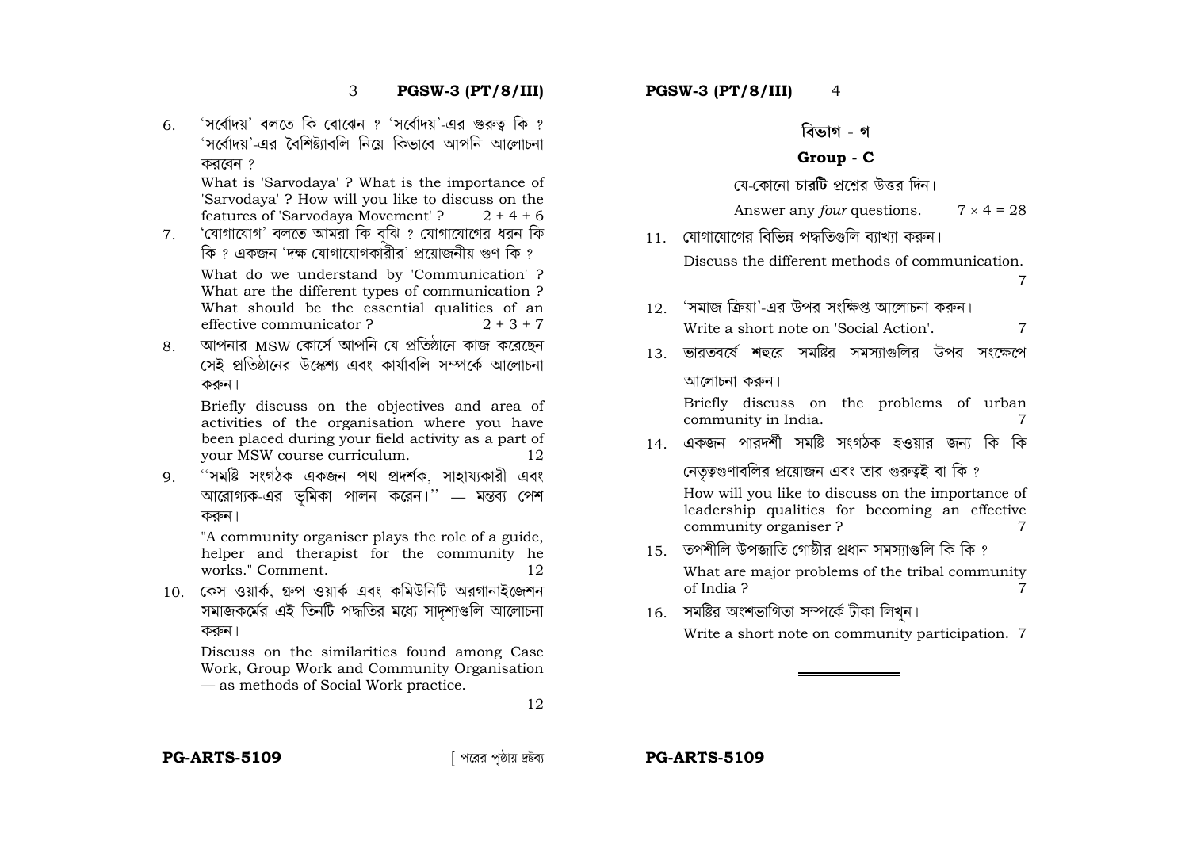6. 'সর্বোদয়' বলতে কি বোঝেন ? 'সর্বোদয়'-এর গুরুত্ব কি ? 'সর্বোদয়'-এর বৈশিষ্ট্যাবলি নিয়ে কিভাবে আপনি আলোচনা করবেন ?

   What is 'Sarvodaya' ? What is the importance of 'Sarvodaya' ? How will you like to discuss on the features of 'Sarvodaya Movement' ? 2 + 4 + 6

7. 'যোগাযোগ' বলতে আমরা কি বুঝি ? যোগাযোগের ধরন কি কি ? একজন 'দক্ষ যোগাযোগকারীর' প্রয়োজনীয় গুণ কি ?

   What do we understand by 'Communication' ? What are the different types of communication ? What should be the essential qualities of an effective communicator ? 2 + 3 + 7

8. আপনার MSW কোর্সে আপনি যে প্রতিষ্ঠানে কাজ করেছেন সেই প্রতিষ্ঠানের উদ্দেশ্য এবং কার্যাবলি সম্পর্কে আলোচনা করুন।

   Briefly discuss on the objectives and area of activities of the organisation where you have been placed during your field activity as a part of your MSW course curriculum. 12

9. ''সমষ্টি সংগঠক একজন পথ প্রদর্শক, সাহায্যকারী এবং আরোগ্যক-এর ভূমিকা পালন করেন।'' — মন্তব্য পেশ করুন।

   "A community organiser plays the role of a guide, helper and therapist for the community he works." Comment. 12

10. কেস ওয়ার্ক, গ্রুপ ওয়ার্ক এবং কমিউনিটি অরগানাইজেশন সমাজকর্মের এই তিনটি পদ্ধতির মধ্যে সাদৃশ্যগুলি আলোচনা করুন।

    Discuss on the similarities found among Case Work, Group Work and Community Organisation — as methods of Social Work practice. 12

## বিভাগ - গ

## Group - C

যে-কোনো **চারটি** প্রশ্নের উত্তর দিন।

Answer any *four* questions. $7 \times 4 = 28$

11. যোগাযোগের বিভিন্ন পদ্ধতিগুলি ব্যাখ্যা করুন।

    Discuss the different methods of communication. 7

12. 'সমাজ ক্রিয়া'-এর উপর সংক্ষিপ্ত আলোচনা করুন।

    Write a short note on 'Social Action'. 7

13. ভারতবর্ষে শহুরে সমষ্টির সমস্যাগুলির উপর সংক্ষেপে আলোচনা করুন।

    Briefly discuss on the problems of urban community in India. 7

14. একজন পারদর্শী সমষ্টি সংগঠক হওয়ার জন্য কি কি নেতৃত্বগুণাবলির প্রয়োজন এবং তার গুরুত্বই বা কি ?

    How will you like to discuss on the importance of leadership qualities for becoming an effective community organiser ? 7

15. তপশীলি উপজাতি গোষ্ঠীর প্রধান সমস্যাগুলি কি কি ?

    What are major problems of the tribal community of India ? 7

16. সমষ্টির অংশভাগিতা সম্পর্কে টীকা লিখুন।

    Write a short note on community participation. 7